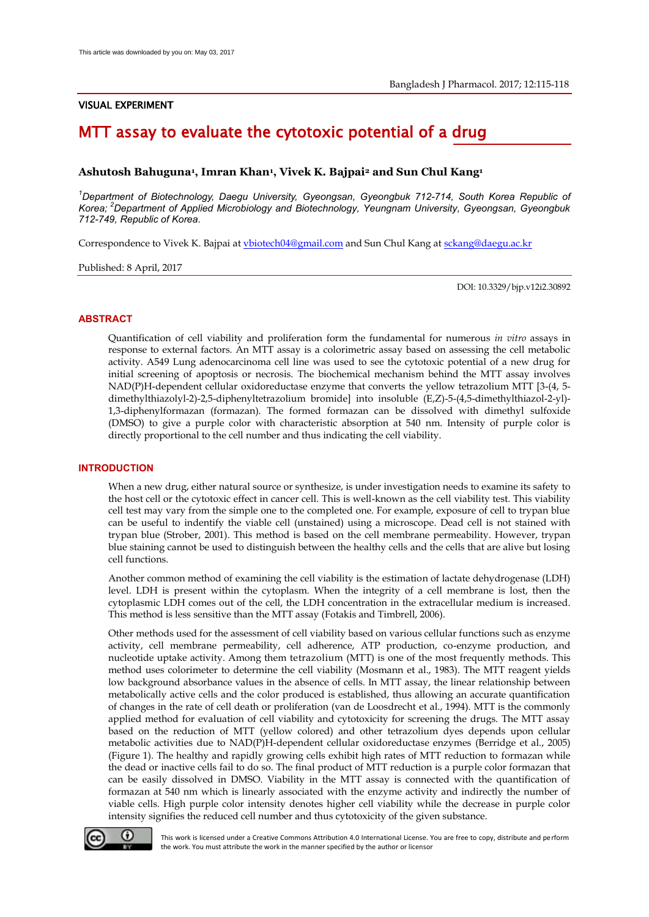This article was downloaded by you on: May 03, 2017

VISUAL EXPERIMENT

# MTT assay to evaluate the cytotoxic potential of a drug

**Ashutosh Bahuguna[1], Imran Khan[1], Vivek K. Bajpai[2] and Sun Chul Kang[1]**

*[1]Department of Biotechnology, Daegu University, Gyeongsan, Gyeongbuk 712-714, South Korea Republic of Korea; [2]Department of Applied Microbiology and Biotechnology, Yeungnam University, Gyeongsan, Gyeongbuk 712-749, Republic of Korea.*

Correspondence to Vivek K. Bajpai at vbiotech04@gmail.com and Sun Chul Kang at sckang@daegu.ac.kr

Published: 8 April, 2017

DOI: 10.3329/bjp.v12i2.30892

## ABSTRACT

Quantification of cell viability and proliferation form the fundamental for numerous *in vitro* assays in response to external factors. An MTT assay is a colorimetric assay based on assessing the cell metabolic activity. A549 Lung adenocarcinoma cell line was used to see the cytotoxic potential of a new drug for initial screening of apoptosis or necrosis. The biochemical mechanism behind the MTT assay involves NAD(P)H-dependent cellular oxidoreductase enzyme that converts the yellow tetrazolium MTT [3-(4, 5-dimethylthiazolyl-2)-2,5-diphenyltetrazolium bromide] into insoluble (E,Z)-5-(4,5-dimethylthiazol-2-yl)-1,3-diphenylformazan (formazan). The formed formazan can be dissolved with dimethyl sulfoxide (DMSO) to give a purple color with characteristic absorption at 540 nm. Intensity of purple color is directly proportional to the cell number and thus indicating the cell viability.

## INTRODUCTION

When a new drug, either natural source or synthesize, is under investigation needs to examine its safety to the host cell or the cytotoxic effect in cancer cell. This is well-known as the cell viability test. This viability cell test may vary from the simple one to the completed one. For example, exposure of cell to trypan blue can be useful to indentify the viable cell (unstained) using a microscope. Dead cell is not stained with trypan blue (Strober, 2001). This method is based on the cell membrane permeability. However, trypan blue staining cannot be used to distinguish between the healthy cells and the cells that are alive but losing cell functions.

Another common method of examining the cell viability is the estimation of lactate dehydrogenase (LDH) level. LDH is present within the cytoplasm. When the integrity of a cell membrane is lost, then the cytoplasmic LDH comes out of the cell, the LDH concentration in the extracellular medium is increased. This method is less sensitive than the MTT assay (Fotakis and Timbrell, 2006).

Other methods used for the assessment of cell viability based on various cellular functions such as enzyme activity, cell membrane permeability, cell adherence, ATP production, co-enzyme production, and nucleotide uptake activity. Among them tetrazolium (MTT) is one of the most frequently methods. This method uses colorimeter to determine the cell viability (Mosmann et al., 1983). The MTT reagent yields low background absorbance values in the absence of cells. In MTT assay, the linear relationship between metabolically active cells and the color produced is established, thus allowing an accurate quantification of changes in the rate of cell death or proliferation (van de Loosdrecht et al., 1994). MTT is the commonly applied method for evaluation of cell viability and cytotoxicity for screening the drugs. The MTT assay based on the reduction of MTT (yellow colored) and other tetrazolium dyes depends upon cellular metabolic activities due to NAD(P)H-dependent cellular oxidoreductase enzymes (Berridge et al., 2005) (Figure 1). The healthy and rapidly growing cells exhibit high rates of MTT reduction to formazan while the dead or inactive cells fail to do so. The final product of MTT reduction is a purple color formazan that can be easily dissolved in DMSO. Viability in the MTT assay is connected with the quantification of formazan at 540 nm which is linearly associated with the enzyme activity and indirectly the number of viable cells. High purple color intensity denotes higher cell viability while the decrease in purple color intensity signifies the reduced cell number and thus cytotoxicity of the given substance.

This work is licensed under a Creative Commons Attribution 4.0 International License. You are free to copy, distribute and perform the work. You must attribute the work in the manner specified by the author or licensor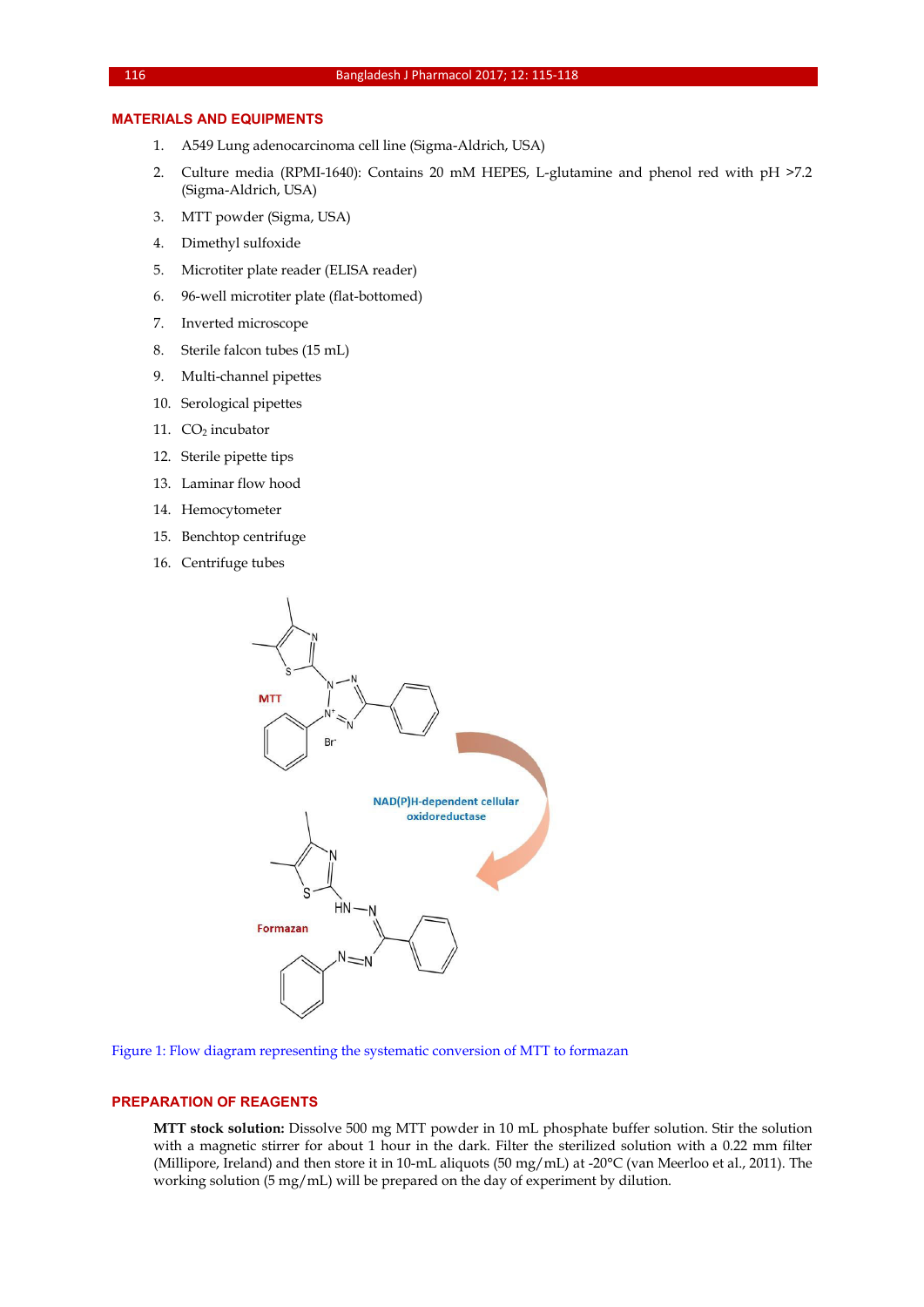## MATERIALS AND EQUIPMENTS

1. A549 Lung adenocarcinoma cell line (Sigma-Aldrich, USA)
2. Culture media (RPMI-1640): Contains 20 mM HEPES, L-glutamine and phenol red with pH >7.2 (Sigma-Aldrich, USA)
3. MTT powder (Sigma, USA)
4. Dimethyl sulfoxide
5. Microtiter plate reader (ELISA reader)
6. 96-well microtiter plate (flat-bottomed)
7. Inverted microscope
8. Sterile falcon tubes (15 mL)
9. Multi-channel pipettes
10. Serological pipettes
11. $CO_2$ incubator
12. Sterile pipette tips
13. Laminar flow hood
14. Hemocytometer
15. Benchtop centrifuge
16. Centrifuge tubes

Figure 1: Flow diagram representing the systematic conversion of MTT to formazan

## PREPARATION OF REAGENTS

**MTT stock solution:** Dissolve 500 mg MTT powder in 10 mL phosphate buffer solution. Stir the solution with a magnetic stirrer for about 1 hour in the dark. Filter the sterilized solution with a 0.22 mm filter (Millipore, Ireland) and then store it in 10-mL aliquots (50 mg/mL) at -20°C (van Meerloo et al., 2011). The working solution (5 mg/mL) will be prepared on the day of experiment by dilution.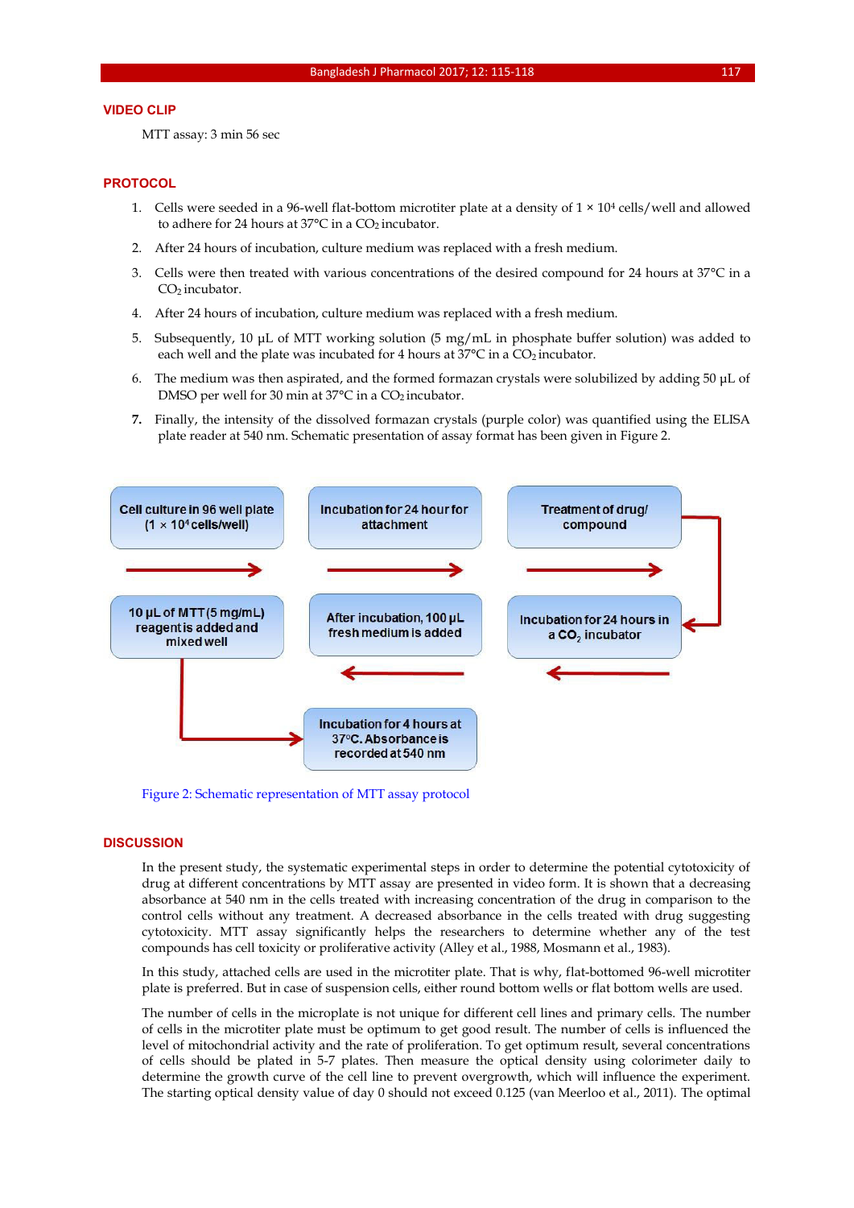## VIDEO CLIP

MTT assay: 3 min 56 sec

## PROTOCOL

1. Cells were seeded in a 96-well flat-bottom microtiter plate at a density of $1 \times 10^4$ cells/well and allowed to adhere for 24 hours at 37°C in a $CO_2$ incubator.
2. After 24 hours of incubation, culture medium was replaced with a fresh medium.
3. Cells were then treated with various concentrations of the desired compound for 24 hours at 37°C in a $CO_2$ incubator.
4. After 24 hours of incubation, culture medium was replaced with a fresh medium.
5. Subsequently, 10 µL of MTT working solution (5 mg/mL in phosphate buffer solution) was added to each well and the plate was incubated for 4 hours at 37°C in a $CO_2$ incubator.
6. The medium was then aspirated, and the formed formazan crystals were solubilized by adding 50 µL of DMSO per well for 30 min at 37°C in a $CO_2$ incubator.
7. Finally, the intensity of the dissolved formazan crystals (purple color) was quantified using the ELISA plate reader at 540 nm. Schematic presentation of assay format has been given in Figure 2.

Cell culture in 96 well plate ($1 \times 10^4$ cells/well) → Incubation for 24 hour for attachment → Treatment of drug/compound → Incubation for 24 hours in a $CO_2$ incubator → After incubation, 100 µL fresh medium is added → 10 µL of MTT (5 mg/mL) reagent is added and mixed well → Incubation for 4 hours at 37°C. Absorbance is recorded at 540 nm

Figure 2: Schematic representation of MTT assay protocol

## DISCUSSION

In the present study, the systematic experimental steps in order to determine the potential cytotoxicity of drug at different concentrations by MTT assay are presented in video form. It is shown that a decreasing absorbance at 540 nm in the cells treated with increasing concentration of the drug in comparison to the control cells without any treatment. A decreased absorbance in the cells treated with drug suggesting cytotoxicity. MTT assay significantly helps the researchers to determine whether any of the test compounds has cell toxicity or proliferative activity (Alley et al., 1988, Mosmann et al., 1983).

In this study, attached cells are used in the microtiter plate. That is why, flat-bottomed 96-well microtiter plate is preferred. But in case of suspension cells, either round bottom wells or flat bottom wells are used.

The number of cells in the microplate is not unique for different cell lines and primary cells. The number of cells in the microtiter plate must be optimum to get good result. The number of cells is influenced the level of mitochondrial activity and the rate of proliferation. To get optimum result, several concentrations of cells should be plated in 5-7 plates. Then measure the optical density using colorimeter daily to determine the growth curve of the cell line to prevent overgrowth, which will influence the experiment. The starting optical density value of day 0 should not exceed 0.125 (van Meerloo et al., 2011). The optimal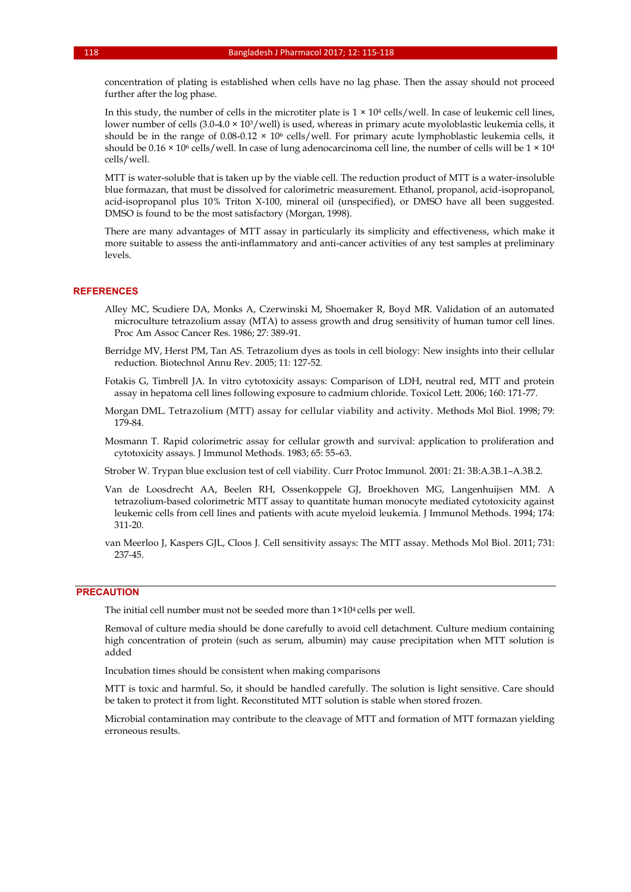concentration of plating is established when cells have no lag phase. Then the assay should not proceed further after the log phase.

In this study, the number of cells in the microtiter plate is $1 \times 10^4$ cells/well. In case of leukemic cell lines, lower number of cells ($3.0\text{-}4.0 \times 10^3$/well) is used, whereas in primary acute myoloblastic leukemia cells, it should be in the range of $0.08\text{-}0.12 \times 10^6$ cells/well. For primary acute lymphoblastic leukemia cells, it should be $0.16 \times 10^6$ cells/well. In case of lung adenocarcinoma cell line, the number of cells will be $1 \times 10^4$ cells/well.

MTT is water-soluble that is taken up by the viable cell. The reduction product of MTT is a water-insoluble blue formazan, that must be dissolved for calorimetric measurement. Ethanol, propanol, acid-isopropanol, acid-isopropanol plus 10% Triton X-100, mineral oil (unspecified), or DMSO have all been suggested. DMSO is found to be the most satisfactory (Morgan, 1998).

There are many advantages of MTT assay in particularly its simplicity and effectiveness, which make it more suitable to assess the anti-inflammatory and anti-cancer activities of any test samples at preliminary levels.

## REFERENCES

Alley MC, Scudiere DA, Monks A, Czerwinski M, Shoemaker R, Boyd MR. Validation of an automated microculture tetrazolium assay (MTA) to assess growth and drug sensitivity of human tumor cell lines. Proc Am Assoc Cancer Res. 1986; 27: 389-91.

Berridge MV, Herst PM, Tan AS. Tetrazolium dyes as tools in cell biology: New insights into their cellular reduction. Biotechnol Annu Rev. 2005; 11: 127-52.

Fotakis G, Timbrell JA. In vitro cytotoxicity assays: Comparison of LDH, neutral red, MTT and protein assay in hepatoma cell lines following exposure to cadmium chloride. Toxicol Lett. 2006; 160: 171-77.

Morgan DML. Tetrazolium (MTT) assay for cellular viability and activity. Methods Mol Biol. 1998; 79: 179-84.

Mosmann T. Rapid colorimetric assay for cellular growth and survival: application to proliferation and cytotoxicity assays. J Immunol Methods. 1983; 65: 55–63.

Strober W. Trypan blue exclusion test of cell viability. Curr Protoc Immunol. 2001: 21: 3B:A.3B.1–A.3B.2.

Van de Loosdrecht AA, Beelen RH, Ossenkoppele GJ, Broekhoven MG, Langenhuijsen MM. A tetrazolium-based colorimetric MTT assay to quantitate human monocyte mediated cytotoxicity against leukemic cells from cell lines and patients with acute myeloid leukemia. J Immunol Methods. 1994; 174: 311-20.

van Meerloo J, Kaspers GJL, Cloos J. Cell sensitivity assays: The MTT assay. Methods Mol Biol. 2011; 731: 237-45.

## PRECAUTION

The initial cell number must not be seeded more than $1 \times 10^4$ cells per well.

Removal of culture media should be done carefully to avoid cell detachment. Culture medium containing high concentration of protein (such as serum, albumin) may cause precipitation when MTT solution is added

Incubation times should be consistent when making comparisons

MTT is toxic and harmful. So, it should be handled carefully. The solution is light sensitive. Care should be taken to protect it from light. Reconstituted MTT solution is stable when stored frozen.

Microbial contamination may contribute to the cleavage of MTT and formation of MTT formazan yielding erroneous results.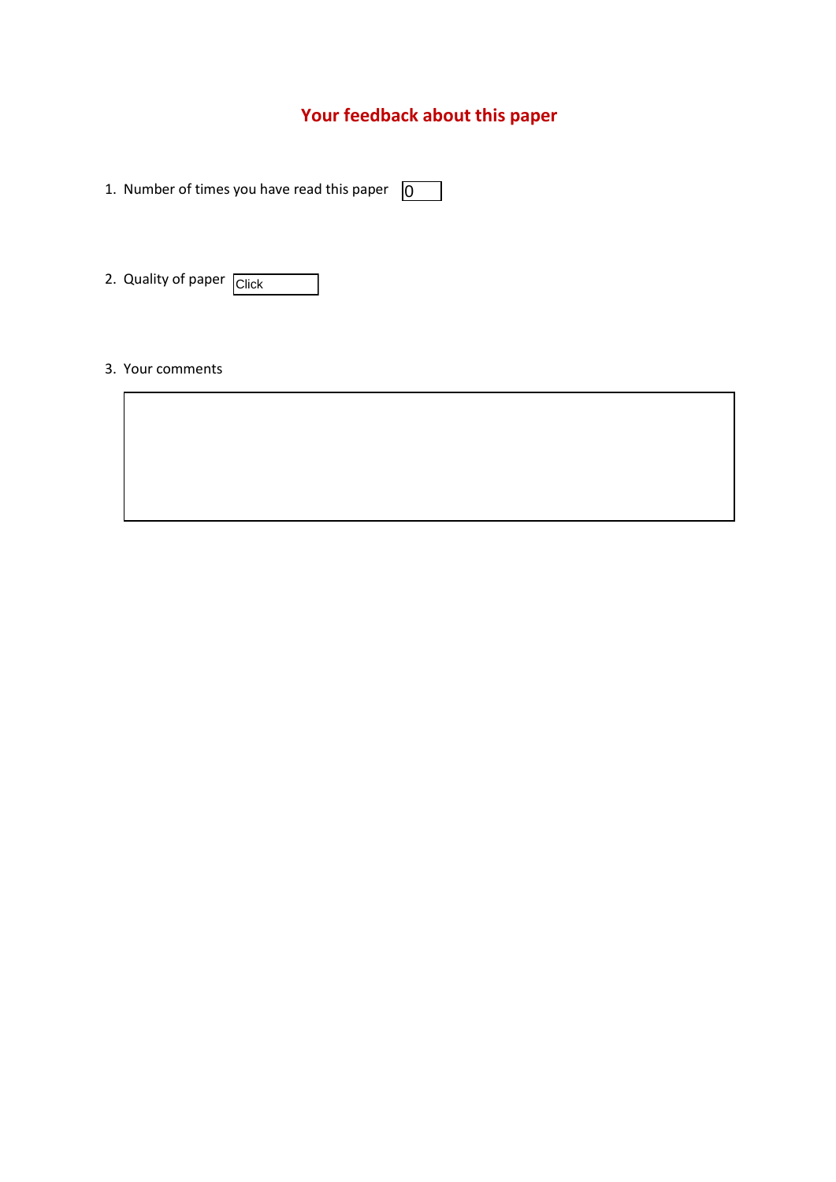# Your feedback about this paper

1. Number of times you have read this paper 0

2. Quality of paper Click

3. Your comments